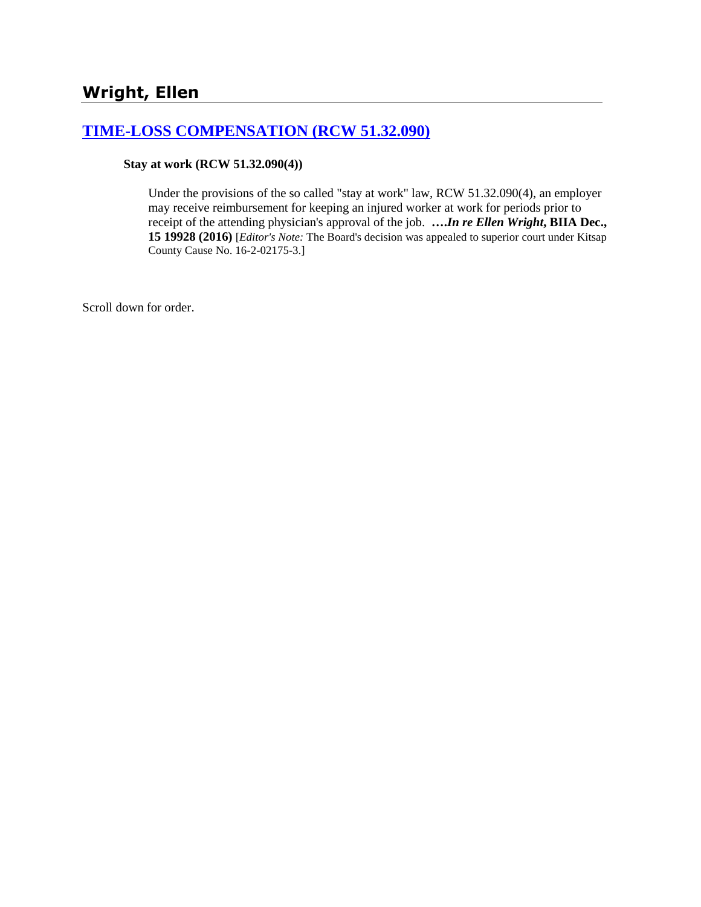## Wright, Ellen

### [TIME-LOSS COMPENSATION (RCW 51.32.090)]

**Stay at work (RCW 51.32.090(4))**

Under the provisions of the so called "stay at work" law, RCW 51.32.090(4), an employer may receive reimbursement for keeping an injured worker at work for periods prior to receipt of the attending physician's approval of the job. **….*In re Ellen Wright*, BIIA Dec., 15 19928 (2016)** [*Editor's Note:* The Board's decision was appealed to superior court under Kitsap County Cause No. 16-2-02175-3.]

Scroll down for order.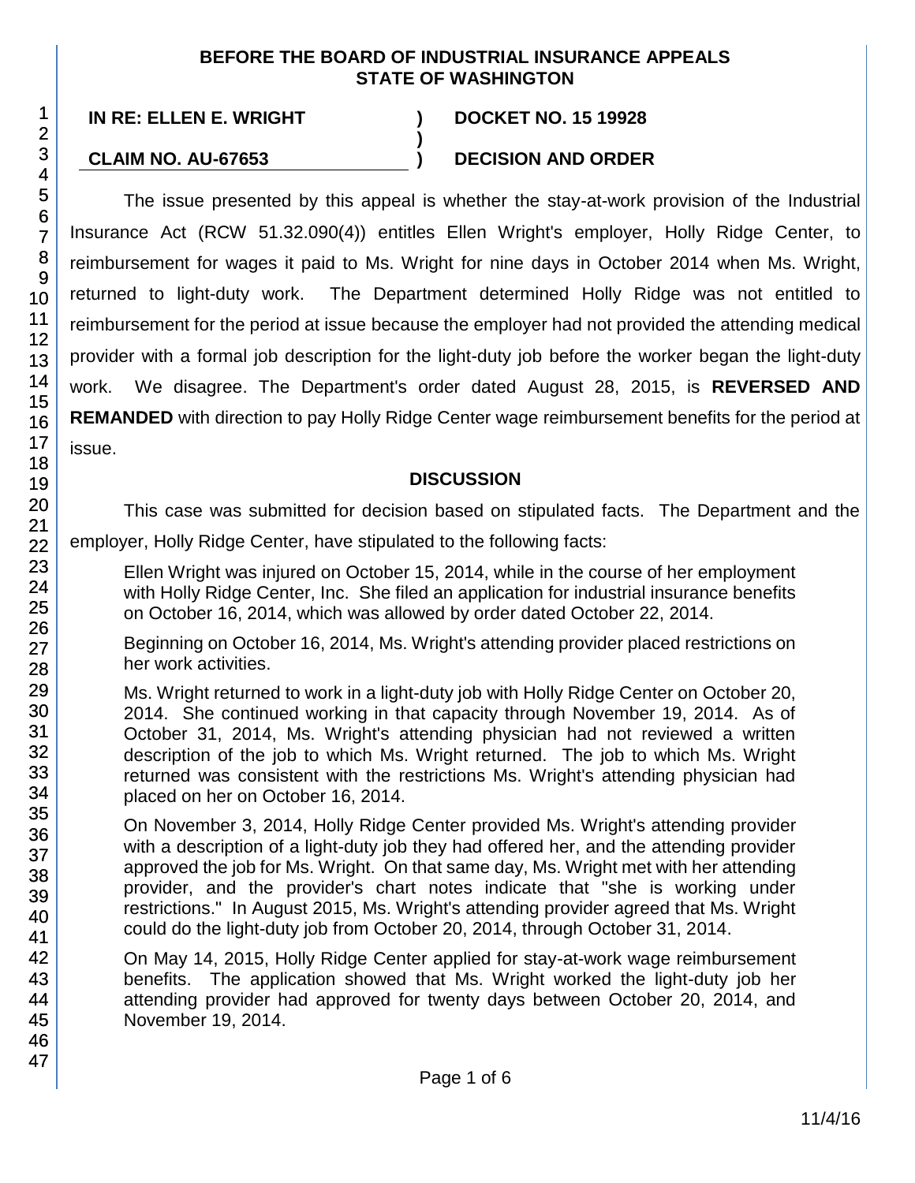**BEFORE THE BOARD OF INDUSTRIAL INSURANCE APPEALS STATE OF WASHINGTON**

**IN RE: ELLEN E. WRIGHT** ) **DOCKET NO. 15 19928**
)
**CLAIM NO. AU-67653** ) **DECISION AND ORDER**

The issue presented by this appeal is whether the stay-at-work provision of the Industrial Insurance Act (RCW 51.32.090(4)) entitles Ellen Wright's employer, Holly Ridge Center, to reimbursement for wages it paid to Ms. Wright for nine days in October 2014 when Ms. Wright, returned to light-duty work. The Department determined Holly Ridge was not entitled to reimbursement for the period at issue because the employer had not provided the attending medical provider with a formal job description for the light-duty job before the worker began the light-duty work. We disagree. The Department's order dated August 28, 2015, is **REVERSED AND REMANDED** with direction to pay Holly Ridge Center wage reimbursement benefits for the period at issue.

## DISCUSSION

This case was submitted for decision based on stipulated facts. The Department and the employer, Holly Ridge Center, have stipulated to the following facts:

> Ellen Wright was injured on October 15, 2014, while in the course of her employment with Holly Ridge Center, Inc. She filed an application for industrial insurance benefits on October 16, 2014, which was allowed by order dated October 22, 2014.
>
> Beginning on October 16, 2014, Ms. Wright's attending provider placed restrictions on her work activities.
>
> Ms. Wright returned to work in a light-duty job with Holly Ridge Center on October 20, 2014. She continued working in that capacity through November 19, 2014. As of October 31, 2014, Ms. Wright's attending physician had not reviewed a written description of the job to which Ms. Wright returned. The job to which Ms. Wright returned was consistent with the restrictions Ms. Wright's attending physician had placed on her on October 16, 2014.
>
> On November 3, 2014, Holly Ridge Center provided Ms. Wright's attending provider with a description of a light-duty job they had offered her, and the attending provider approved the job for Ms. Wright. On that same day, Ms. Wright met with her attending provider, and the provider's chart notes indicate that "she is working under restrictions." In August 2015, Ms. Wright's attending provider agreed that Ms. Wright could do the light-duty job from October 20, 2014, through October 31, 2014.
>
> On May 14, 2015, Holly Ridge Center applied for stay-at-work wage reimbursement benefits. The application showed that Ms. Wright worked the light-duty job her attending provider had approved for twenty days between October 20, 2014, and November 19, 2014.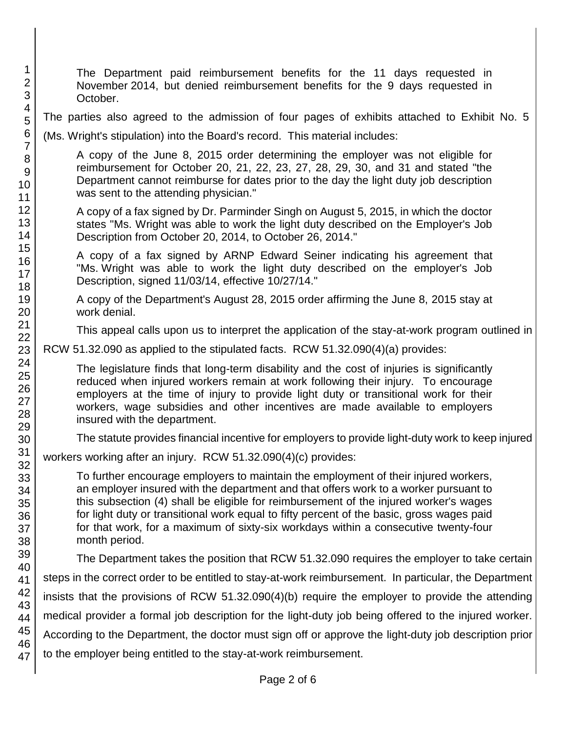> The Department paid reimbursement benefits for the 11 days requested in November 2014, but denied reimbursement benefits for the 9 days requested in October.

The parties also agreed to the admission of four pages of exhibits attached to Exhibit No. 5 (Ms. Wright's stipulation) into the Board's record. This material includes:

> A copy of the June 8, 2015 order determining the employer was not eligible for reimbursement for October 20, 21, 22, 23, 27, 28, 29, 30, and 31 and stated "the Department cannot reimburse for dates prior to the day the light duty job description was sent to the attending physician."
>
> A copy of a fax signed by Dr. Parminder Singh on August 5, 2015, in which the doctor states "Ms. Wright was able to work the light duty described on the Employer's Job Description from October 20, 2014, to October 26, 2014."
>
> A copy of a fax signed by ARNP Edward Seiner indicating his agreement that "Ms. Wright was able to work the light duty described on the employer's Job Description, signed 11/03/14, effective 10/27/14."
>
> A copy of the Department's August 28, 2015 order affirming the June 8, 2015 stay at work denial.

This appeal calls upon us to interpret the application of the stay-at-work program outlined in RCW 51.32.090 as applied to the stipulated facts. RCW 51.32.090(4)(a) provides:

> The legislature finds that long-term disability and the cost of injuries is significantly reduced when injured workers remain at work following their injury. To encourage employers at the time of injury to provide light duty or transitional work for their workers, wage subsidies and other incentives are made available to employers insured with the department.

The statute provides financial incentive for employers to provide light-duty work to keep injured workers working after an injury. RCW 51.32.090(4)(c) provides:

> To further encourage employers to maintain the employment of their injured workers, an employer insured with the department and that offers work to a worker pursuant to this subsection (4) shall be eligible for reimbursement of the injured worker's wages for light duty or transitional work equal to fifty percent of the basic, gross wages paid for that work, for a maximum of sixty-six workdays within a consecutive twenty-four month period.

The Department takes the position that RCW 51.32.090 requires the employer to take certain steps in the correct order to be entitled to stay-at-work reimbursement. In particular, the Department insists that the provisions of RCW 51.32.090(4)(b) require the employer to provide the attending medical provider a formal job description for the light-duty job being offered to the injured worker. According to the Department, the doctor must sign off or approve the light-duty job description prior to the employer being entitled to the stay-at-work reimbursement.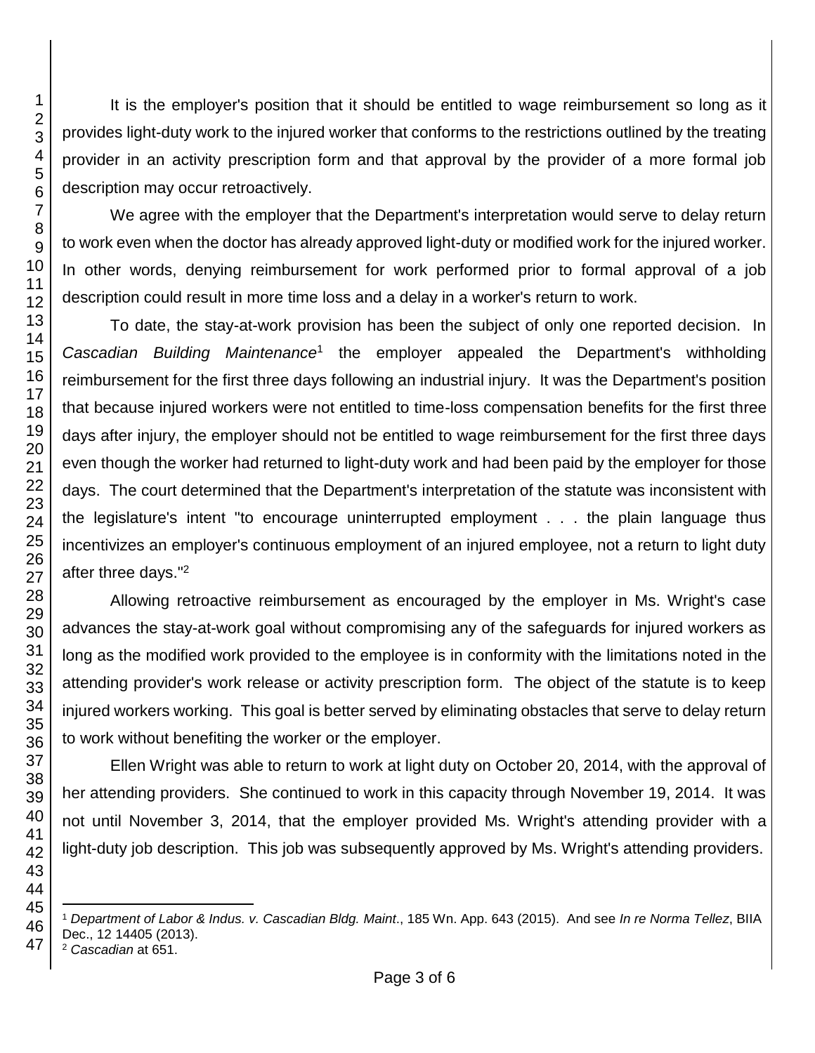It is the employer's position that it should be entitled to wage reimbursement so long as it provides light-duty work to the injured worker that conforms to the restrictions outlined by the treating provider in an activity prescription form and that approval by the provider of a more formal job description may occur retroactively.

We agree with the employer that the Department's interpretation would serve to delay return to work even when the doctor has already approved light-duty or modified work for the injured worker. In other words, denying reimbursement for work performed prior to formal approval of a job description could result in more time loss and a delay in a worker's return to work.

To date, the stay-at-work provision has been the subject of only one reported decision. In *Cascadian Building Maintenance*[1] the employer appealed the Department's withholding reimbursement for the first three days following an industrial injury. It was the Department's position that because injured workers were not entitled to time-loss compensation benefits for the first three days after injury, the employer should not be entitled to wage reimbursement for the first three days even though the worker had returned to light-duty work and had been paid by the employer for those days. The court determined that the Department's interpretation of the statute was inconsistent with the legislature's intent "to encourage uninterrupted employment . . . the plain language thus incentivizes an employer's continuous employment of an injured employee, not a return to light duty after three days."[2]

Allowing retroactive reimbursement as encouraged by the employer in Ms. Wright's case advances the stay-at-work goal without compromising any of the safeguards for injured workers as long as the modified work provided to the employee is in conformity with the limitations noted in the attending provider's work release or activity prescription form. The object of the statute is to keep injured workers working. This goal is better served by eliminating obstacles that serve to delay return to work without benefiting the worker or the employer.

Ellen Wright was able to return to work at light duty on October 20, 2014, with the approval of her attending providers. She continued to work in this capacity through November 19, 2014. It was not until November 3, 2014, that the employer provided Ms. Wright's attending provider with a light-duty job description. This job was subsequently approved by Ms. Wright's attending providers.

---

[1] *Department of Labor & Indus. v. Cascadian Bldg. Maint*., 185 Wn. App. 643 (2015). And see *In re Norma Tellez*, BIIA Dec., 12 14405 (2013).

[2] *Cascadian* at 651.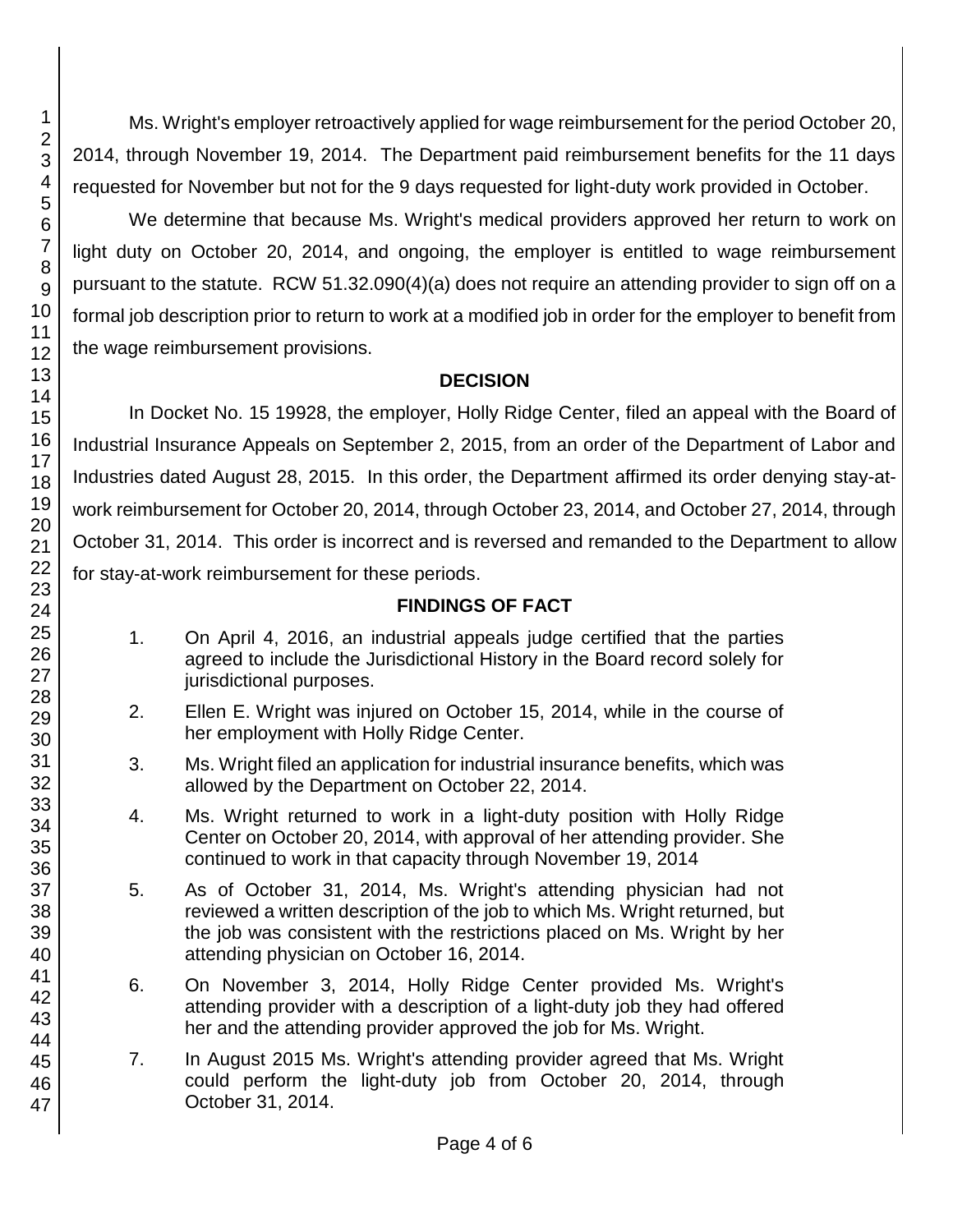Ms. Wright's employer retroactively applied for wage reimbursement for the period October 20, 2014, through November 19, 2014. The Department paid reimbursement benefits for the 11 days requested for November but not for the 9 days requested for light-duty work provided in October.

We determine that because Ms. Wright's medical providers approved her return to work on light duty on October 20, 2014, and ongoing, the employer is entitled to wage reimbursement pursuant to the statute. RCW 51.32.090(4)(a) does not require an attending provider to sign off on a formal job description prior to return to work at a modified job in order for the employer to benefit from the wage reimbursement provisions.

## DECISION

In Docket No. 15 19928, the employer, Holly Ridge Center, filed an appeal with the Board of Industrial Insurance Appeals on September 2, 2015, from an order of the Department of Labor and Industries dated August 28, 2015. In this order, the Department affirmed its order denying stay-at-work reimbursement for October 20, 2014, through October 23, 2014, and October 27, 2014, through October 31, 2014. This order is incorrect and is reversed and remanded to the Department to allow for stay-at-work reimbursement for these periods.

## FINDINGS OF FACT

1. On April 4, 2016, an industrial appeals judge certified that the parties agreed to include the Jurisdictional History in the Board record solely for jurisdictional purposes.

2. Ellen E. Wright was injured on October 15, 2014, while in the course of her employment with Holly Ridge Center.

3. Ms. Wright filed an application for industrial insurance benefits, which was allowed by the Department on October 22, 2014.

4. Ms. Wright returned to work in a light-duty position with Holly Ridge Center on October 20, 2014, with approval of her attending provider. She continued to work in that capacity through November 19, 2014

5. As of October 31, 2014, Ms. Wright's attending physician had not reviewed a written description of the job to which Ms. Wright returned, but the job was consistent with the restrictions placed on Ms. Wright by her attending physician on October 16, 2014.

6. On November 3, 2014, Holly Ridge Center provided Ms. Wright's attending provider with a description of a light-duty job they had offered her and the attending provider approved the job for Ms. Wright.

7. In August 2015 Ms. Wright's attending provider agreed that Ms. Wright could perform the light-duty job from October 20, 2014, through October 31, 2014.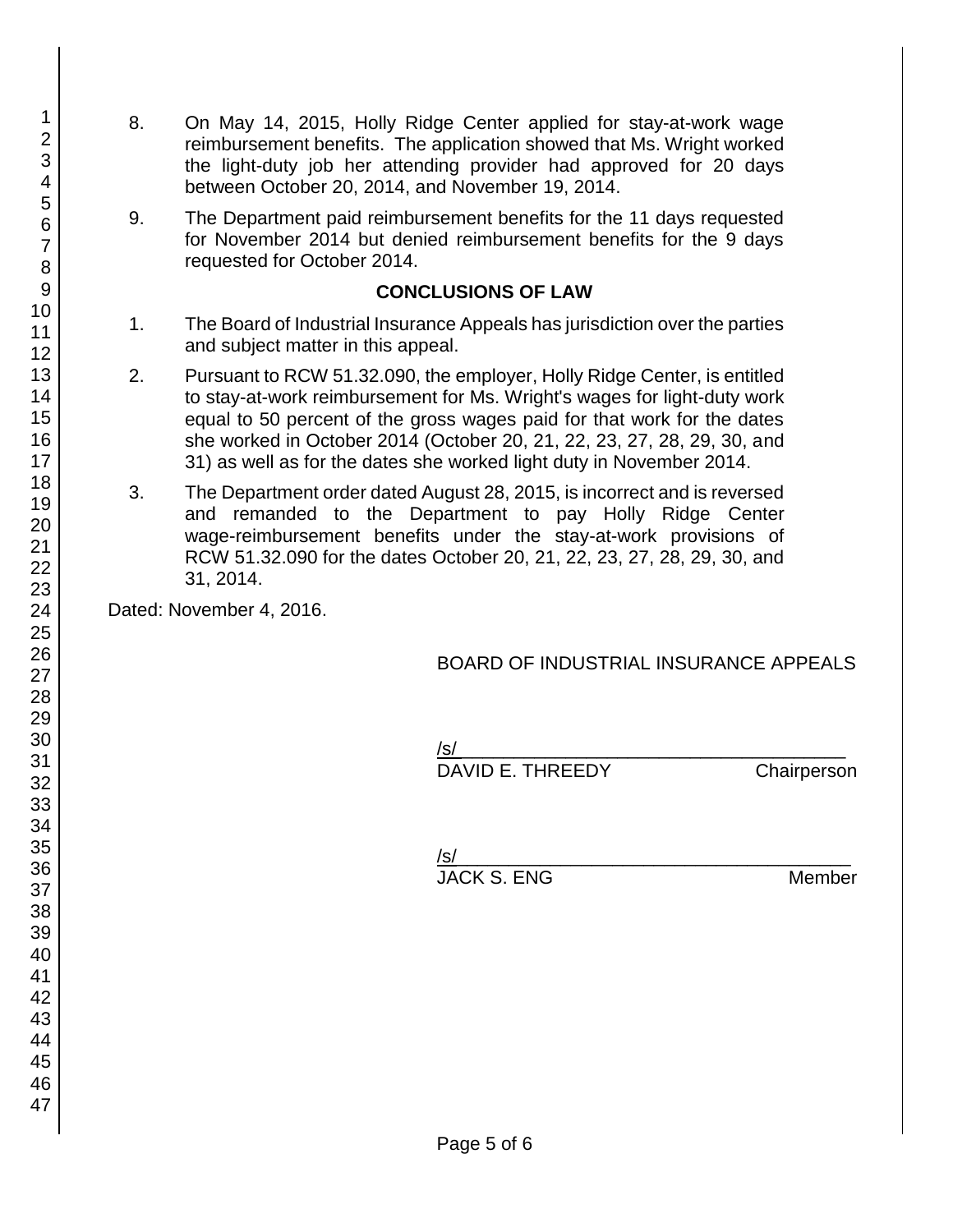8. On May 14, 2015, Holly Ridge Center applied for stay-at-work wage reimbursement benefits. The application showed that Ms. Wright worked the light-duty job her attending provider had approved for 20 days between October 20, 2014, and November 19, 2014.

9. The Department paid reimbursement benefits for the 11 days requested for November 2014 but denied reimbursement benefits for the 9 days requested for October 2014.

### CONCLUSIONS OF LAW

1. The Board of Industrial Insurance Appeals has jurisdiction over the parties and subject matter in this appeal.

2. Pursuant to RCW 51.32.090, the employer, Holly Ridge Center, is entitled to stay-at-work reimbursement for Ms. Wright's wages for light-duty work equal to 50 percent of the gross wages paid for that work for the dates she worked in October 2014 (October 20, 21, 22, 23, 27, 28, 29, 30, and 31) as well as for the dates she worked light duty in November 2014.

3. The Department order dated August 28, 2015, is incorrect and is reversed and remanded to the Department to pay Holly Ridge Center wage-reimbursement benefits under the stay-at-work provisions of RCW 51.32.090 for the dates October 20, 21, 22, 23, 27, 28, 29, 30, and 31, 2014.

Dated: November 4, 2016.

BOARD OF INDUSTRIAL INSURANCE APPEALS

/s/
DAVID E. THREEDY Chairperson

/s/
JACK S. ENG Member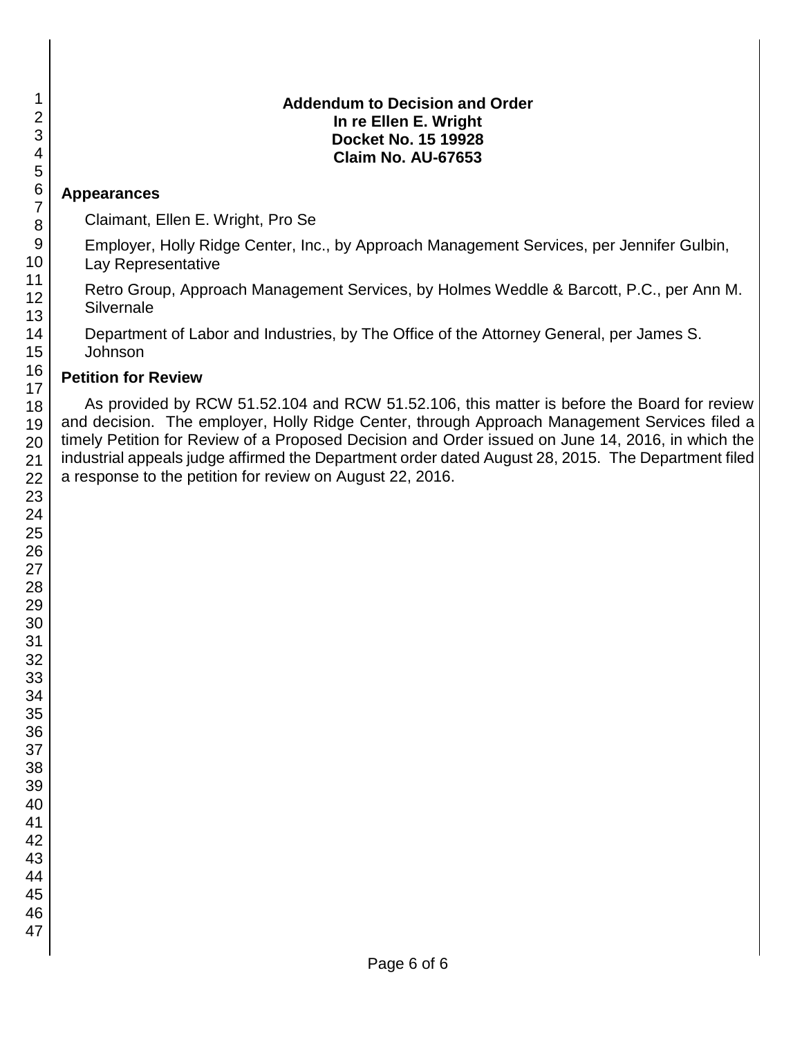**Addendum to Decision and Order**
**In re Ellen E. Wright**
**Docket No. 15 19928**
**Claim No. AU-67653**

## Appearances

Claimant, Ellen E. Wright, Pro Se

Employer, Holly Ridge Center, Inc., by Approach Management Services, per Jennifer Gulbin, Lay Representative

Retro Group, Approach Management Services, by Holmes Weddle & Barcott, P.C., per Ann M. Silvernale

Department of Labor and Industries, by The Office of the Attorney General, per James S. Johnson

## Petition for Review

As provided by RCW 51.52.104 and RCW 51.52.106, this matter is before the Board for review and decision. The employer, Holly Ridge Center, through Approach Management Services filed a timely Petition for Review of a Proposed Decision and Order issued on June 14, 2016, in which the industrial appeals judge affirmed the Department order dated August 28, 2015. The Department filed a response to the petition for review on August 22, 2016.